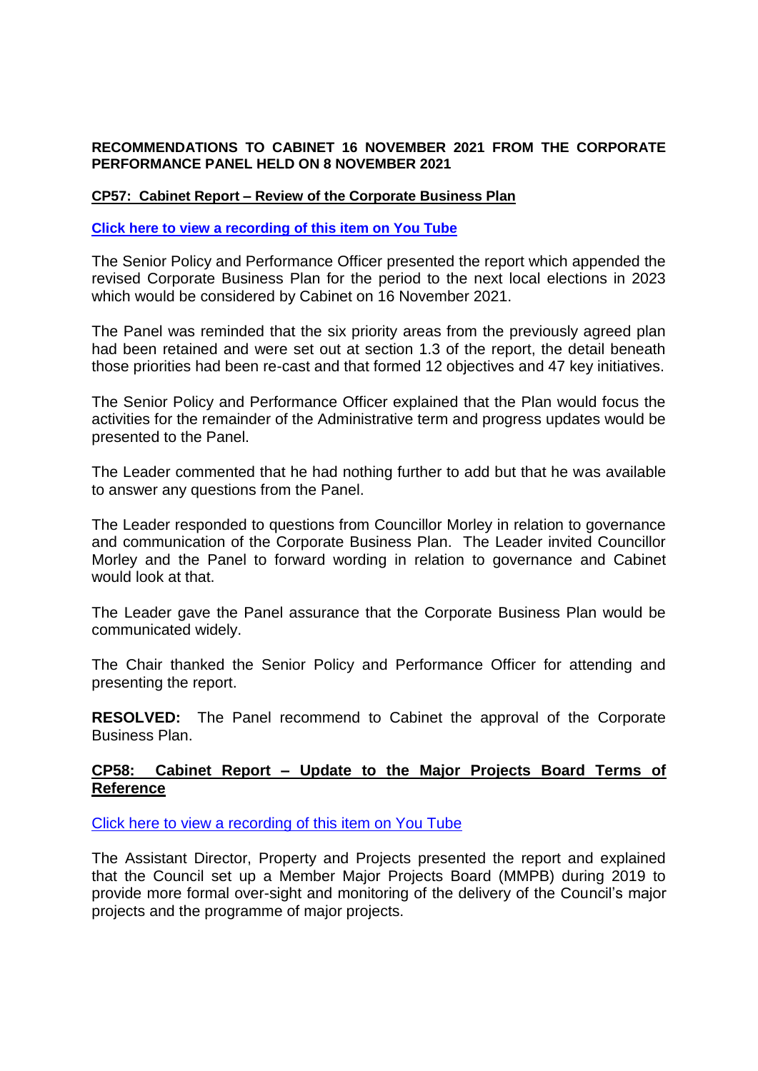**RECOMMENDATIONS TO CABINET 16 NOVEMBER 2021 FROM THE CORPORATE PERFORMANCE PANEL HELD ON 8 NOVEMBER 2021**

**CP57: Cabinet Report – Review of the Corporate Business Plan**

**Click here to view a recording of this item on You Tube**

The Senior Policy and Performance Officer presented the report which appended the revised Corporate Business Plan for the period to the next local elections in 2023 which would be considered by Cabinet on 16 November 2021.

The Panel was reminded that the six priority areas from the previously agreed plan had been retained and were set out at section 1.3 of the report, the detail beneath those priorities had been re-cast and that formed 12 objectives and 47 key initiatives.

The Senior Policy and Performance Officer explained that the Plan would focus the activities for the remainder of the Administrative term and progress updates would be presented to the Panel.

The Leader commented that he had nothing further to add but that he was available to answer any questions from the Panel.

The Leader responded to questions from Councillor Morley in relation to governance and communication of the Corporate Business Plan. The Leader invited Councillor Morley and the Panel to forward wording in relation to governance and Cabinet would look at that.

The Leader gave the Panel assurance that the Corporate Business Plan would be communicated widely.

The Chair thanked the Senior Policy and Performance Officer for attending and presenting the report.

**RESOLVED:** The Panel recommend to Cabinet the approval of the Corporate Business Plan.

**CP58: Cabinet Report – Update to the Major Projects Board Terms of Reference**

Click here to view a recording of this item on You Tube

The Assistant Director, Property and Projects presented the report and explained that the Council set up a Member Major Projects Board (MMPB) during 2019 to provide more formal over-sight and monitoring of the delivery of the Council's major projects and the programme of major projects.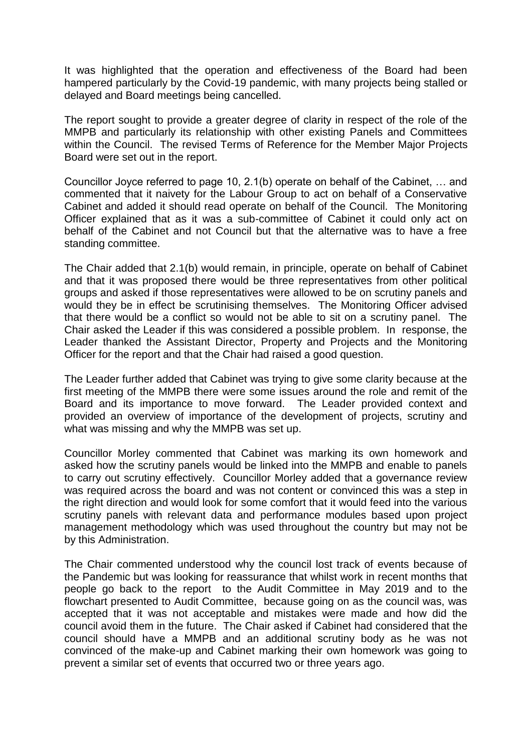It was highlighted that the operation and effectiveness of the Board had been hampered particularly by the Covid-19 pandemic, with many projects being stalled or delayed and Board meetings being cancelled.

The report sought to provide a greater degree of clarity in respect of the role of the MMPB and particularly its relationship with other existing Panels and Committees within the Council. The revised Terms of Reference for the Member Major Projects Board were set out in the report.

Councillor Joyce referred to page 10, 2.1(b) operate on behalf of the Cabinet, … and commented that it naivety for the Labour Group to act on behalf of a Conservative Cabinet and added it should read operate on behalf of the Council. The Monitoring Officer explained that as it was a sub-committee of Cabinet it could only act on behalf of the Cabinet and not Council but that the alternative was to have a free standing committee.

The Chair added that 2.1(b) would remain, in principle, operate on behalf of Cabinet and that it was proposed there would be three representatives from other political groups and asked if those representatives were allowed to be on scrutiny panels and would they be in effect be scrutinising themselves. The Monitoring Officer advised that there would be a conflict so would not be able to sit on a scrutiny panel. The Chair asked the Leader if this was considered a possible problem. In response, the Leader thanked the Assistant Director, Property and Projects and the Monitoring Officer for the report and that the Chair had raised a good question.

The Leader further added that Cabinet was trying to give some clarity because at the first meeting of the MMPB there were some issues around the role and remit of the Board and its importance to move forward. The Leader provided context and provided an overview of importance of the development of projects, scrutiny and what was missing and why the MMPB was set up.

Councillor Morley commented that Cabinet was marking its own homework and asked how the scrutiny panels would be linked into the MMPB and enable to panels to carry out scrutiny effectively. Councillor Morley added that a governance review was required across the board and was not content or convinced this was a step in the right direction and would look for some comfort that it would feed into the various scrutiny panels with relevant data and performance modules based upon project management methodology which was used throughout the country but may not be by this Administration.

The Chair commented understood why the council lost track of events because of the Pandemic but was looking for reassurance that whilst work in recent months that people go back to the report to the Audit Committee in May 2019 and to the flowchart presented to Audit Committee, because going on as the council was, was accepted that it was not acceptable and mistakes were made and how did the council avoid them in the future. The Chair asked if Cabinet had considered that the council should have a MMPB and an additional scrutiny body as he was not convinced of the make-up and Cabinet marking their own homework was going to prevent a similar set of events that occurred two or three years ago.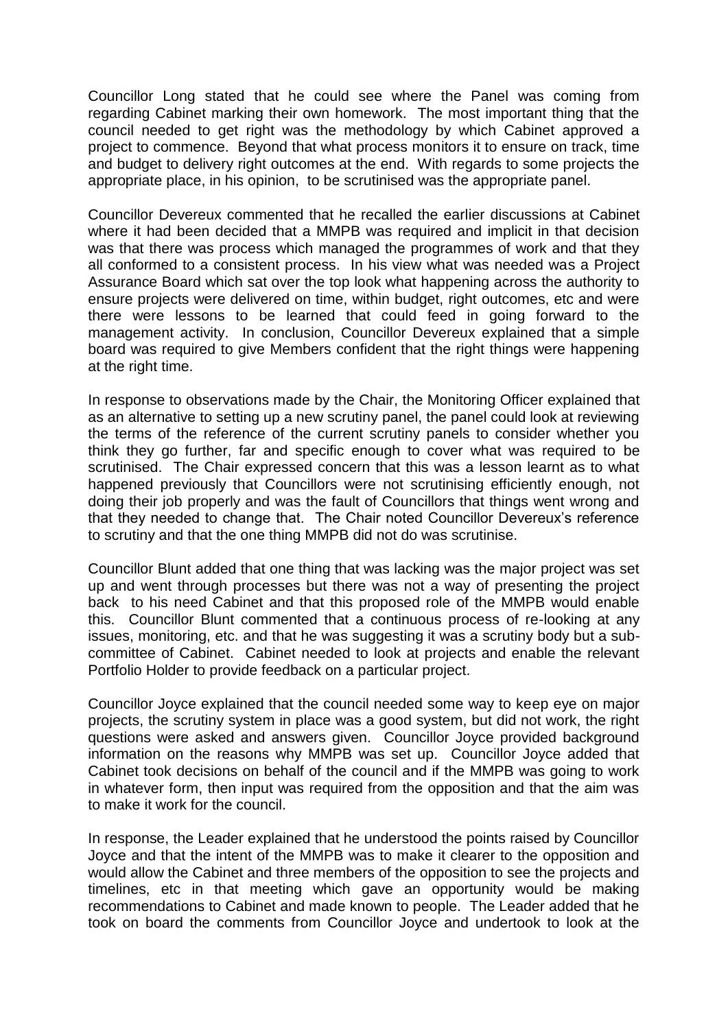Councillor Long stated that he could see where the Panel was coming from regarding Cabinet marking their own homework. The most important thing that the council needed to get right was the methodology by which Cabinet approved a project to commence. Beyond that what process monitors it to ensure on track, time and budget to delivery right outcomes at the end. With regards to some projects the appropriate place, in his opinion, to be scrutinised was the appropriate panel.

Councillor Devereux commented that he recalled the earlier discussions at Cabinet where it had been decided that a MMPB was required and implicit in that decision was that there was process which managed the programmes of work and that they all conformed to a consistent process. In his view what was needed was a Project Assurance Board which sat over the top look what happening across the authority to ensure projects were delivered on time, within budget, right outcomes, etc and were there were lessons to be learned that could feed in going forward to the management activity. In conclusion, Councillor Devereux explained that a simple board was required to give Members confident that the right things were happening at the right time.

In response to observations made by the Chair, the Monitoring Officer explained that as an alternative to setting up a new scrutiny panel, the panel could look at reviewing the terms of the reference of the current scrutiny panels to consider whether you think they go further, far and specific enough to cover what was required to be scrutinised. The Chair expressed concern that this was a lesson learnt as to what happened previously that Councillors were not scrutinising efficiently enough, not doing their job properly and was the fault of Councillors that things went wrong and that they needed to change that. The Chair noted Councillor Devereux's reference to scrutiny and that the one thing MMPB did not do was scrutinise.

Councillor Blunt added that one thing that was lacking was the major project was set up and went through processes but there was not a way of presenting the project back to his need Cabinet and that this proposed role of the MMPB would enable this. Councillor Blunt commented that a continuous process of re-looking at any issues, monitoring, etc. and that he was suggesting it was a scrutiny body but a sub-committee of Cabinet. Cabinet needed to look at projects and enable the relevant Portfolio Holder to provide feedback on a particular project.

Councillor Joyce explained that the council needed some way to keep eye on major projects, the scrutiny system in place was a good system, but did not work, the right questions were asked and answers given. Councillor Joyce provided background information on the reasons why MMPB was set up. Councillor Joyce added that Cabinet took decisions on behalf of the council and if the MMPB was going to work in whatever form, then input was required from the opposition and that the aim was to make it work for the council.

In response, the Leader explained that he understood the points raised by Councillor Joyce and that the intent of the MMPB was to make it clearer to the opposition and would allow the Cabinet and three members of the opposition to see the projects and timelines, etc in that meeting which gave an opportunity would be making recommendations to Cabinet and made known to people. The Leader added that he took on board the comments from Councillor Joyce and undertook to look at the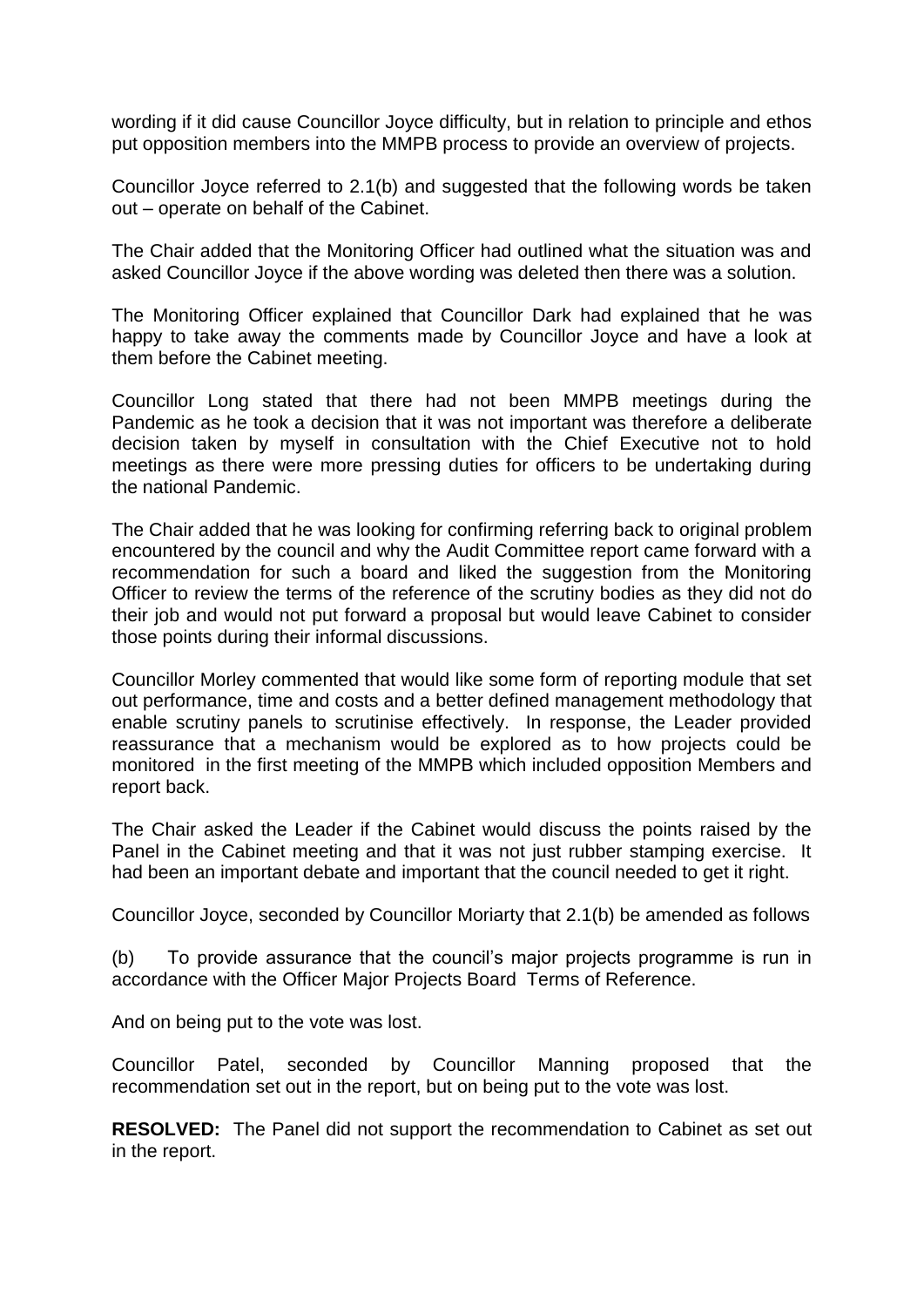wording if it did cause Councillor Joyce difficulty, but in relation to principle and ethos put opposition members into the MMPB process to provide an overview of projects.

Councillor Joyce referred to 2.1(b) and suggested that the following words be taken out – operate on behalf of the Cabinet.

The Chair added that the Monitoring Officer had outlined what the situation was and asked Councillor Joyce if the above wording was deleted then there was a solution.

The Monitoring Officer explained that Councillor Dark had explained that he was happy to take away the comments made by Councillor Joyce and have a look at them before the Cabinet meeting.

Councillor Long stated that there had not been MMPB meetings during the Pandemic as he took a decision that it was not important was therefore a deliberate decision taken by myself in consultation with the Chief Executive not to hold meetings as there were more pressing duties for officers to be undertaking during the national Pandemic.

The Chair added that he was looking for confirming referring back to original problem encountered by the council and why the Audit Committee report came forward with a recommendation for such a board and liked the suggestion from the Monitoring Officer to review the terms of the reference of the scrutiny bodies as they did not do their job and would not put forward a proposal but would leave Cabinet to consider those points during their informal discussions.

Councillor Morley commented that would like some form of reporting module that set out performance, time and costs and a better defined management methodology that enable scrutiny panels to scrutinise effectively. In response, the Leader provided reassurance that a mechanism would be explored as to how projects could be monitored in the first meeting of the MMPB which included opposition Members and report back.

The Chair asked the Leader if the Cabinet would discuss the points raised by the Panel in the Cabinet meeting and that it was not just rubber stamping exercise. It had been an important debate and important that the council needed to get it right.

Councillor Joyce, seconded by Councillor Moriarty that 2.1(b) be amended as follows

(b) To provide assurance that the council's major projects programme is run in accordance with the Officer Major Projects Board Terms of Reference.

And on being put to the vote was lost.

Councillor Patel, seconded by Councillor Manning proposed that the recommendation set out in the report, but on being put to the vote was lost.

**RESOLVED:** The Panel did not support the recommendation to Cabinet as set out in the report.